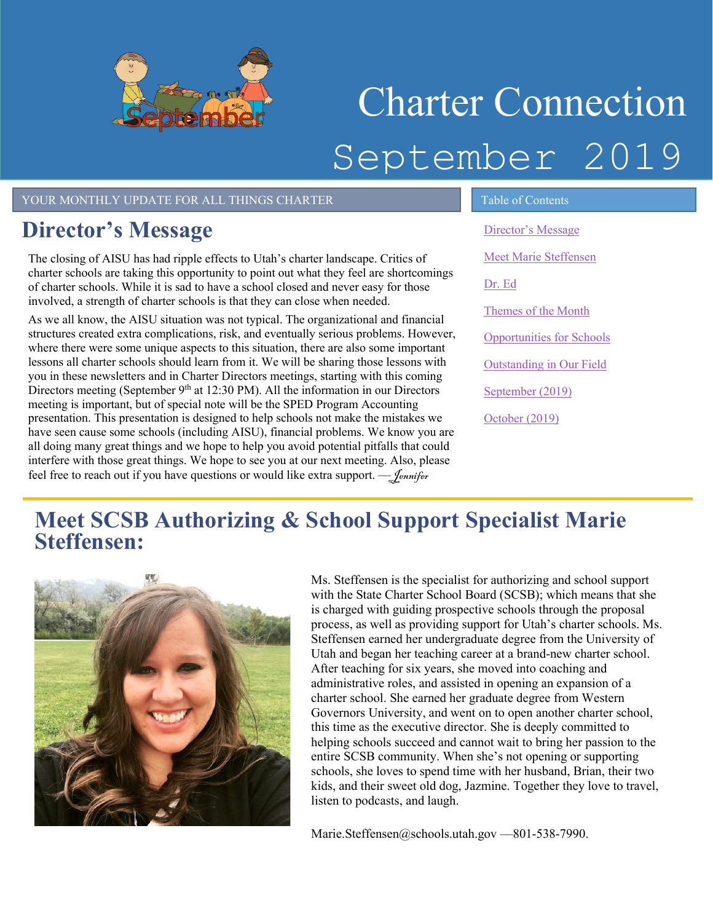# Charter Connection

## September 2019

YOUR MONTHLY UPDATE FOR ALL THINGS CHARTER

## Director's Message

The closing of AISU has had ripple effects to Utah's charter landscape. Critics of charter schools are taking this opportunity to point out what they feel are shortcomings of charter schools. While it is sad to have a school closed and never easy for those involved, a strength of charter schools is that they can close when needed.

As we all know, the AISU situation was not typical. The organizational and financial structures created extra complications, risk, and eventually serious problems. However, where there were some unique aspects to this situation, there are also some important lessons all charter schools should learn from it. We will be sharing those lessons with you in these newsletters and in Charter Directors meetings, starting with this coming Directors meeting (September 9th at 12:30 PM). All the information in our Directors meeting is important, but of special note will be the SPED Program Accounting presentation. This presentation is designed to help schools not make the mistakes we have seen cause some schools (including AISU), financial problems. We know you are all doing many great things and we hope to help you avoid potential pitfalls that could interfere with those great things. We hope to see you at our next meeting. Also, please feel free to reach out if you have questions or would like extra support. —*Jennifer*

### Table of Contents

- Director's Message
- Meet Marie Steffensen
- Dr. Ed
- Themes of the Month
- Opportunities for Schools
- Outstanding in Our Field
- September (2019)
- October (2019)

## Meet SCSB Authorizing & School Support Specialist Marie Steffensen:

Ms. Steffensen is the specialist for authorizing and school support with the State Charter School Board (SCSB); which means that she is charged with guiding prospective schools through the proposal process, as well as providing support for Utah's charter schools. Ms. Steffensen earned her undergraduate degree from the University of Utah and began her teaching career at a brand-new charter school. After teaching for six years, she moved into coaching and administrative roles, and assisted in opening an expansion of a charter school. She earned her graduate degree from Western Governors University, and went on to open another charter school, this time as the executive director. She is deeply committed to helping schools succeed and cannot wait to bring her passion to the entire SCSB community. When she's not opening or supporting schools, she loves to spend time with her husband, Brian, their two kids, and their sweet old dog, Jazmine. Together they love to travel, listen to podcasts, and laugh.

Marie.Steffensen@schools.utah.gov —801-538-7990.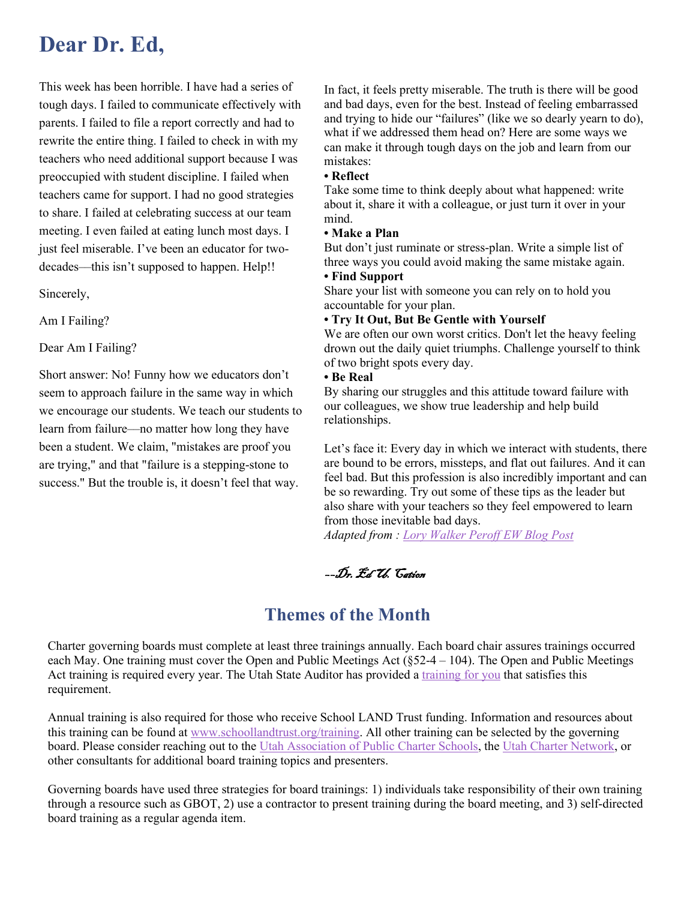# Dear Dr. Ed,

This week has been horrible. I have had a series of tough days. I failed to communicate effectively with parents. I failed to file a report correctly and had to rewrite the entire thing. I failed to check in with my teachers who need additional support because I was preoccupied with student discipline. I failed when teachers came for support. I had no good strategies to share. I failed at celebrating success at our team meeting. I even failed at eating lunch most days. I just feel miserable. I've been an educator for two-decades—this isn't supposed to happen. Help!!

Sincerely,

Am I Failing?

Dear Am I Failing?

Short answer: No! Funny how we educators don't seem to approach failure in the same way in which we encourage our students. We teach our students to learn from failure—no matter how long they have been a student. We claim, "mistakes are proof you are trying," and that "failure is a stepping-stone to success." But the trouble is, it doesn't feel that way. In fact, it feels pretty miserable. The truth is there will be good and bad days, even for the best. Instead of feeling embarrassed and trying to hide our "failures" (like we so dearly yearn to do), what if we addressed them head on? Here are some ways we can make it through tough days on the job and learn from our mistakes:

- **Reflect**
  Take some time to think deeply about what happened: write about it, share it with a colleague, or just turn it over in your mind.
- **Make a Plan**
  But don't just ruminate or stress-plan. Write a simple list of three ways you could avoid making the same mistake again.
- **Find Support**
  Share your list with someone you can rely on to hold you accountable for your plan.
- **Try It Out, But Be Gentle with Yourself**
  We are often our own worst critics. Don't let the heavy feeling drown out the daily quiet triumphs. Challenge yourself to think of two bright spots every day.
- **Be Real**
  By sharing our struggles and this attitude toward failure with our colleagues, we show true leadership and help build relationships.

Let's face it: Every day in which we interact with students, there are bound to be errors, missteps, and flat out failures. And it can feel bad. But this profession is also incredibly important and can be so rewarding. Try out some of these tips as the leader but also share with your teachers so they feel empowered to learn from those inevitable bad days.

*Adapted from : [Lory Walker Peroff EW Blog Post]*

*--Dr. Ed U. Cation*

## Themes of the Month

Charter governing boards must complete at least three trainings annually. Each board chair assures trainings occurred each May. One training must cover the Open and Public Meetings Act (§52-4 – 104). The Open and Public Meetings Act training is required every year. The Utah State Auditor has provided a [training for you] that satisfies this requirement.

Annual training is also required for those who receive School LAND Trust funding. Information and resources about this training can be found at www.schoollandtrust.org/training. All other training can be selected by the governing board. Please consider reaching out to the [Utah Association of Public Charter Schools], the [Utah Charter Network], or other consultants for additional board training topics and presenters.

Governing boards have used three strategies for board trainings: 1) individuals take responsibility of their own training through a resource such as GBOT, 2) use a contractor to present training during the board meeting, and 3) self-directed board training as a regular agenda item.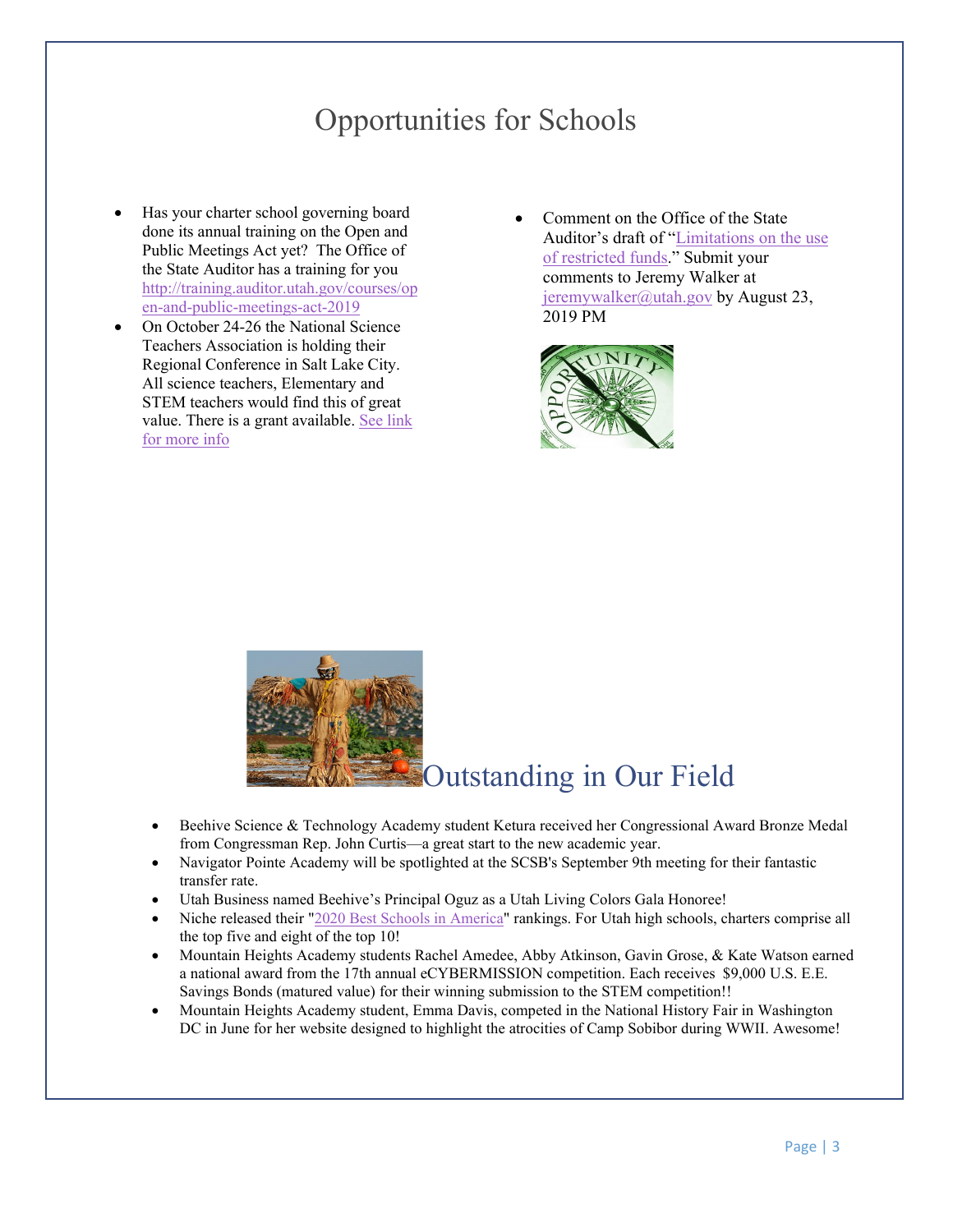# Opportunities for Schools

- Has your charter school governing board done its annual training on the Open and Public Meetings Act yet? The Office of the State Auditor has a training for you [http://training.auditor.utah.gov/courses/open-and-public-meetings-act-2019](http://training.auditor.utah.gov/courses/open-and-public-meetings-act-2019)
- On October 24-26 the National Science Teachers Association is holding their Regional Conference in Salt Lake City. All science teachers, Elementary and STEM teachers would find this of great value. There is a grant available. See link for more info
- Comment on the Office of the State Auditor's draft of "Limitations on the use of restricted funds." Submit your comments to Jeremy Walker at jeremywalker@utah.gov by August 23, 2019 PM

# Outstanding in Our Field

- Beehive Science & Technology Academy student Ketura received her Congressional Award Bronze Medal from Congressman Rep. John Curtis—a great start to the new academic year.
- Navigator Pointe Academy will be spotlighted at the SCSB's September 9th meeting for their fantastic transfer rate.
- Utah Business named Beehive's Principal Oguz as a Utah Living Colors Gala Honoree!
- Niche released their "2020 Best Schools in America" rankings. For Utah high schools, charters comprise all the top five and eight of the top 10!
- Mountain Heights Academy students Rachel Amedee, Abby Atkinson, Gavin Grose, & Kate Watson earned a national award from the 17th annual eCYBERMISSION competition. Each receives $9,000 U.S. E.E. Savings Bonds (matured value) for their winning submission to the STEM competition!!
- Mountain Heights Academy student, Emma Davis, competed in the National History Fair in Washington DC in June for her website designed to highlight the atrocities of Camp Sobibor during WWII. Awesome!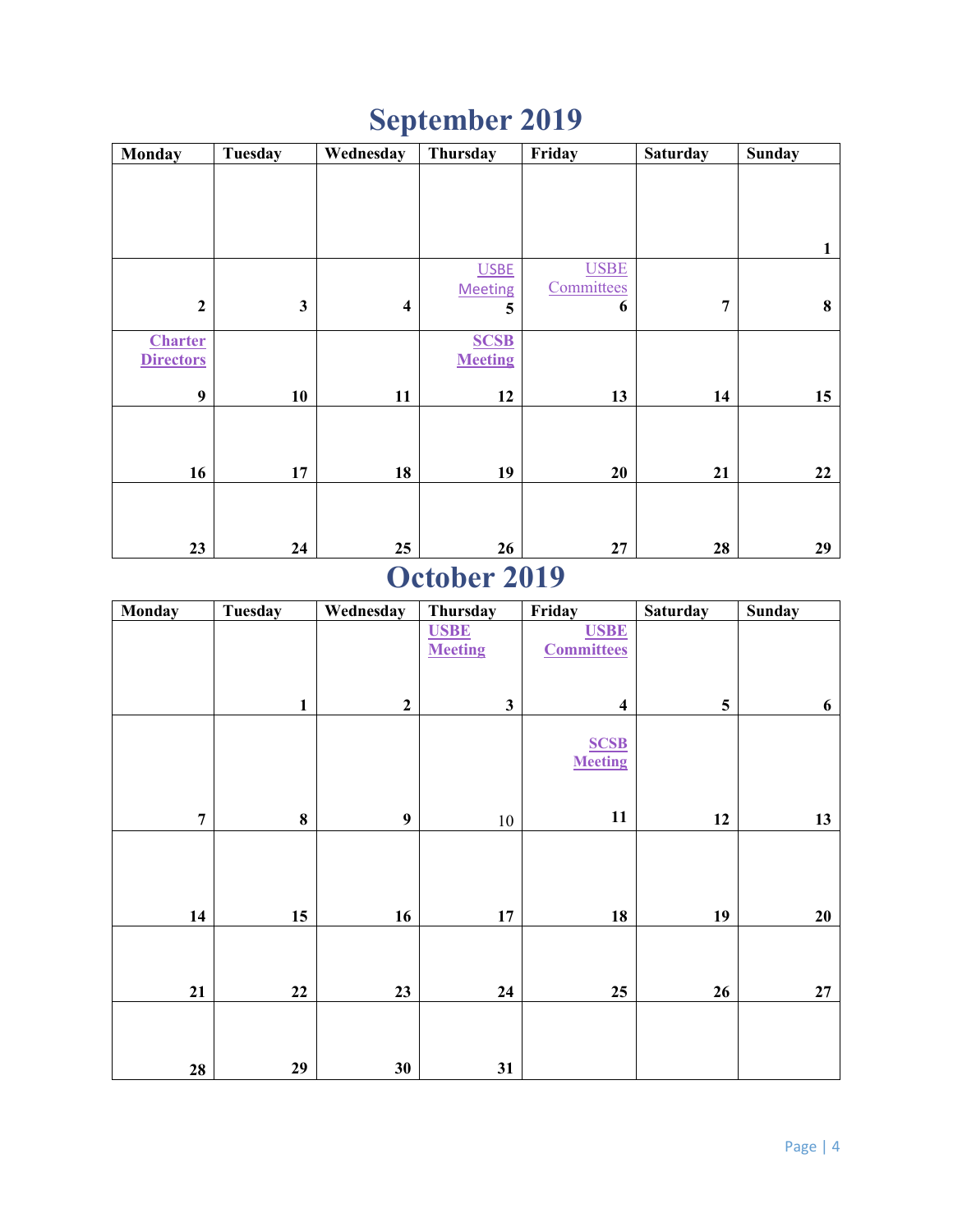# September 2019

| Monday | Tuesday | Wednesday | Thursday | Friday | Saturday | Sunday |
|---|---|---|---|---|---|---|
| | | | | | | 1 |
| 2 | 3 | 4 | USBE Meeting 5 | USBE Committees 6 | 7 | 8 |
| **Charter Directors** 9 | 10 | 11 | **SCSB Meeting** 12 | 13 | 14 | 15 |
| 16 | 17 | 18 | 19 | 20 | 21 | 22 |
| 23 | 24 | 25 | 26 | 27 | 28 | 29 |

# October 2019

| Monday | Tuesday | Wednesday | Thursday | Friday | Saturday | Sunday |
|---|---|---|---|---|---|---|
| | 1 | 2 | **USBE Meeting** 3 | **USBE Committees** 4 | 5 | 6 |
| 7 | 8 | 9 | 10 | **SCSB Meeting** 11 | 12 | 13 |
| 14 | 15 | 16 | 17 | 18 | 19 | 20 |
| 21 | 22 | 23 | 24 | 25 | 26 | 27 |
| 28 | 29 | 30 | 31 | | | |